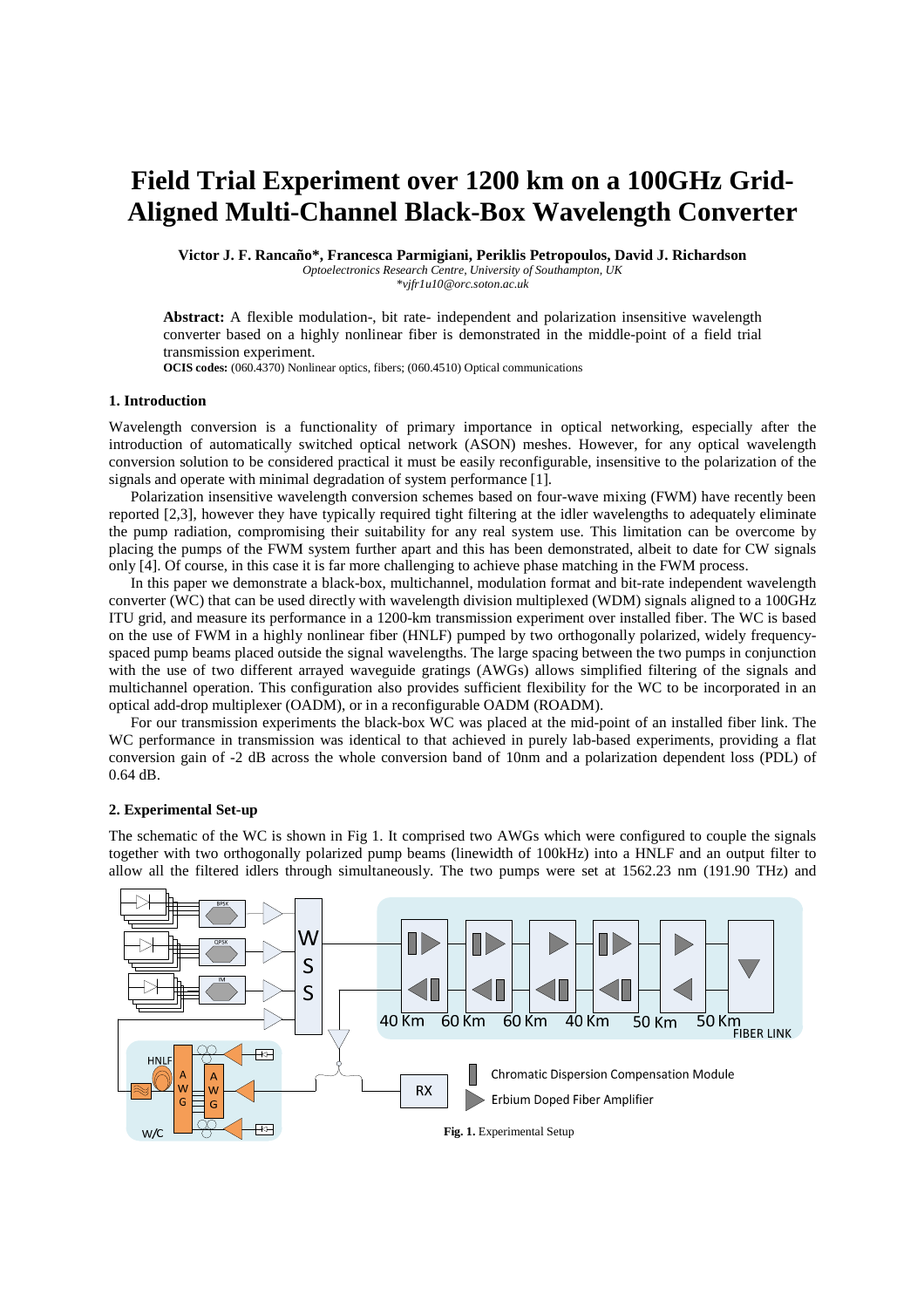# Field Trial Experiment over 1200 km on a 100GHz Grid-Aligned Multi-Channel Black-Box Wavelength Converter

**Victor J. F. Rancaño*, Francesca Parmigiani, Periklis Petropoulos, David J. Richardson**

*Optoelectronics Research Centre, University of Southampton, UK*
*\*vjfr1u10@orc.soton.ac.uk*

**Abstract:** A flexible modulation-, bit rate- independent and polarization insensitive wavelength converter based on a highly nonlinear fiber is demonstrated in the middle-point of a field trial transmission experiment.

**OCIS codes:** (060.4370) Nonlinear optics, fibers; (060.4510) Optical communications

## 1. Introduction

Wavelength conversion is a functionality of primary importance in optical networking, especially after the introduction of automatically switched optical network (ASON) meshes. However, for any optical wavelength conversion solution to be considered practical it must be easily reconfigurable, insensitive to the polarization of the signals and operate with minimal degradation of system performance [1].

Polarization insensitive wavelength conversion schemes based on four-wave mixing (FWM) have recently been reported [2,3], however they have typically required tight filtering at the idler wavelengths to adequately eliminate the pump radiation, compromising their suitability for any real system use. This limitation can be overcome by placing the pumps of the FWM system further apart and this has been demonstrated, albeit to date for CW signals only [4]. Of course, in this case it is far more challenging to achieve phase matching in the FWM process.

In this paper we demonstrate a black-box, multichannel, modulation format and bit-rate independent wavelength converter (WC) that can be used directly with wavelength division multiplexed (WDM) signals aligned to a 100GHz ITU grid, and measure its performance in a 1200-km transmission experiment over installed fiber. The WC is based on the use of FWM in a highly nonlinear fiber (HNLF) pumped by two orthogonally polarized, widely frequency-spaced pump beams placed outside the signal wavelengths. The large spacing between the two pumps in conjunction with the use of two different arrayed waveguide gratings (AWGs) allows simplified filtering of the signals and multichannel operation. This configuration also provides sufficient flexibility for the WC to be incorporated in an optical add-drop multiplexer (OADM), or in a reconfigurable OADM (ROADM).

For our transmission experiments the black-box WC was placed at the mid-point of an installed fiber link. The WC performance in transmission was identical to that achieved in purely lab-based experiments, providing a flat conversion gain of -2 dB across the whole conversion band of 10nm and a polarization dependent loss (PDL) of 0.64 dB.

## 2. Experimental Set-up

The schematic of the WC is shown in Fig 1. It comprised two AWGs which were configured to couple the signals together with two orthogonally polarized pump beams (linewidth of 100kHz) into a HNLF and an output filter to allow all the filtered idlers through simultaneously. The two pumps were set at 1562.23 nm (191.90 THz) and

**Fig. 1.** Experimental Setup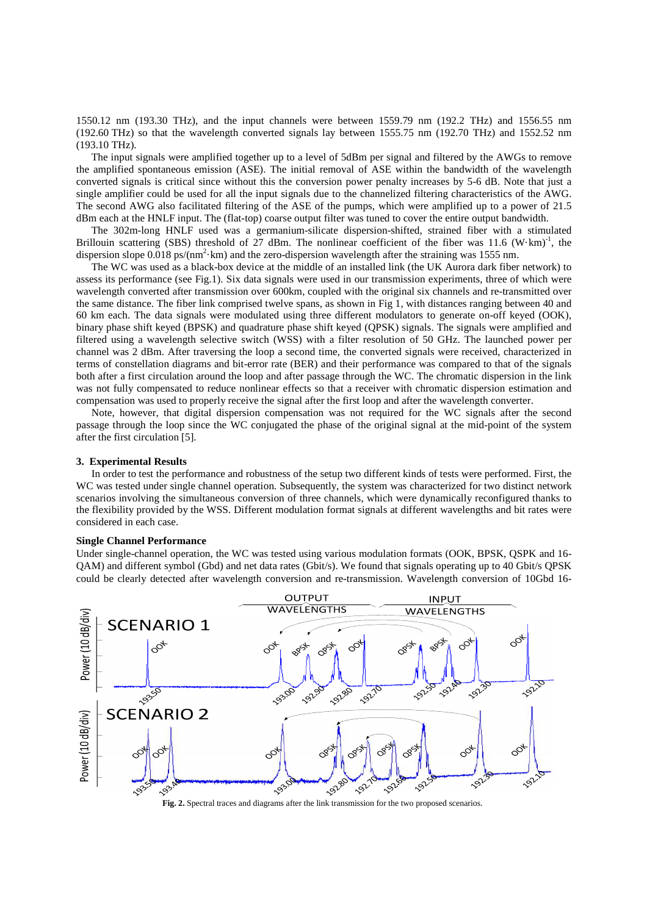1550.12 nm (193.30 THz), and the input channels were between 1559.79 nm (192.2 THz) and 1556.55 nm (192.60 THz) so that the wavelength converted signals lay between 1555.75 nm (192.70 THz) and 1552.52 nm (193.10 THz).

The input signals were amplified together up to a level of 5dBm per signal and filtered by the AWGs to remove the amplified spontaneous emission (ASE). The initial removal of ASE within the bandwidth of the wavelength converted signals is critical since without this the conversion power penalty increases by 5-6 dB. Note that just a single amplifier could be used for all the input signals due to the channelized filtering characteristics of the AWG. The second AWG also facilitated filtering of the ASE of the pumps, which were amplified up to a power of 21.5 dBm each at the HNLF input. The (flat-top) coarse output filter was tuned to cover the entire output bandwidth.

The 302m-long HNLF used was a germanium-silicate dispersion-shifted, strained fiber with a stimulated Brillouin scattering (SBS) threshold of 27 dBm. The nonlinear coefficient of the fiber was 11.6 $(W \cdot km)^{-1}$, the dispersion slope 0.018 $ps/(nm^2 \cdot km)$ and the zero-dispersion wavelength after the straining was 1555 nm.

The WC was used as a black-box device at the middle of an installed link (the UK Aurora dark fiber network) to assess its performance (see Fig.1). Six data signals were used in our transmission experiments, three of which were wavelength converted after transmission over 600km, coupled with the original six channels and re-transmitted over the same distance. The fiber link comprised twelve spans, as shown in Fig 1, with distances ranging between 40 and 60 km each. The data signals were modulated using three different modulators to generate on-off keyed (OOK), binary phase shift keyed (BPSK) and quadrature phase shift keyed (QPSK) signals. The signals were amplified and filtered using a wavelength selective switch (WSS) with a filter resolution of 50 GHz. The launched power per channel was 2 dBm. After traversing the loop a second time, the converted signals were received, characterized in terms of constellation diagrams and bit-error rate (BER) and their performance was compared to that of the signals both after a first circulation around the loop and after passage through the WC. The chromatic dispersion in the link was not fully compensated to reduce nonlinear effects so that a receiver with chromatic dispersion estimation and compensation was used to properly receive the signal after the first loop and after the wavelength converter.

Note, however, that digital dispersion compensation was not required for the WC signals after the second passage through the loop since the WC conjugated the phase of the original signal at the mid-point of the system after the first circulation [5].

## 3. Experimental Results

In order to test the performance and robustness of the setup two different kinds of tests were performed. First, the WC was tested under single channel operation. Subsequently, the system was characterized for two distinct network scenarios involving the simultaneous conversion of three channels, which were dynamically reconfigured thanks to the flexibility provided by the WSS. Different modulation format signals at different wavelengths and bit rates were considered in each case.

### Single Channel Performance

Under single-channel operation, the WC was tested using various modulation formats (OOK, BPSK, QSPK and 16-QAM) and different symbol (Gbd) and net data rates (Gbit/s). We found that signals operating up to 40 Gbit/s QPSK could be clearly detected after wavelength conversion and re-transmission. Wavelength conversion of 10Gbd 16-

**Fig. 2.** Spectral traces and diagrams after the link transmission for the two proposed scenarios.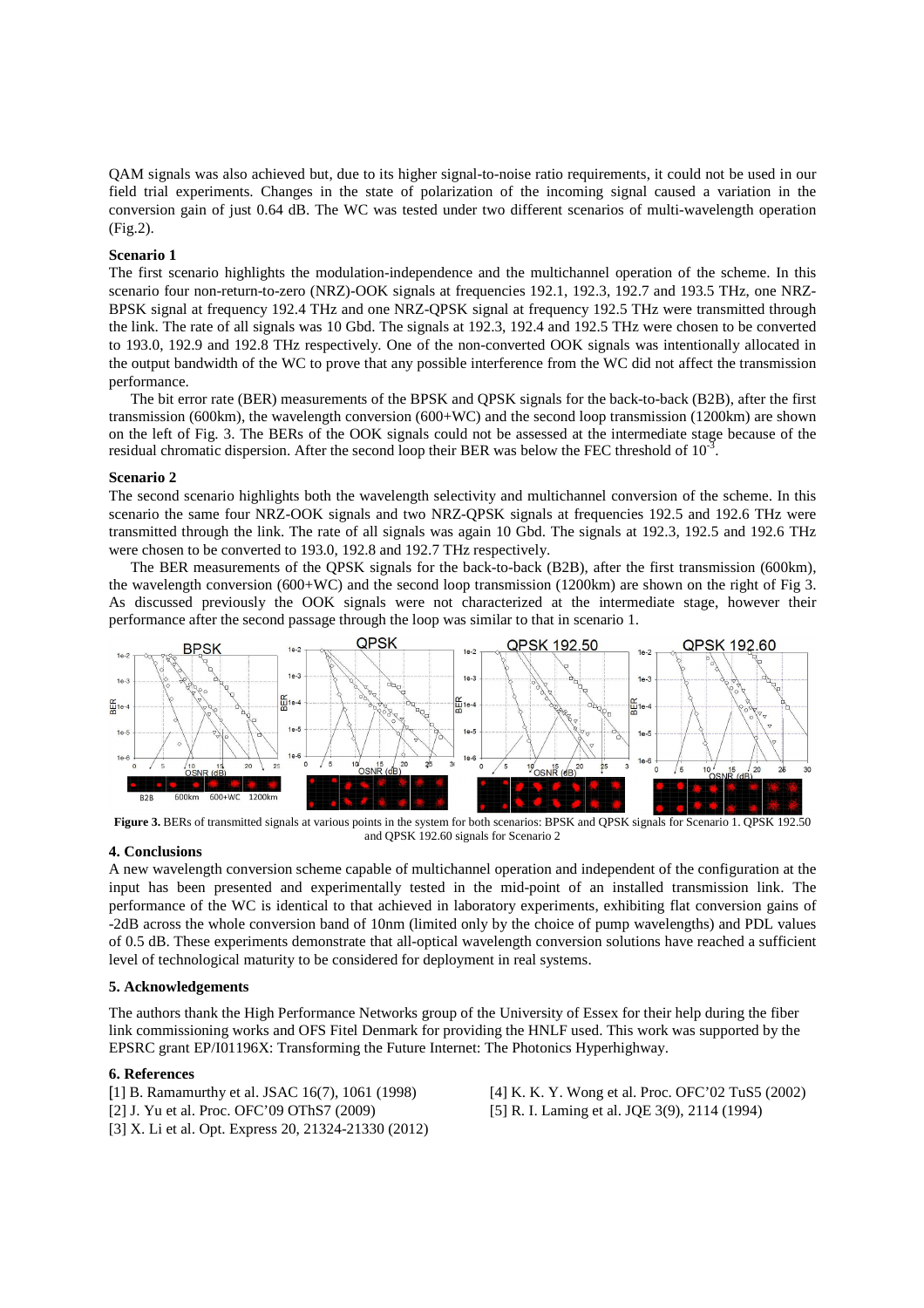QAM signals was also achieved but, due to its higher signal-to-noise ratio requirements, it could not be used in our field trial experiments. Changes in the state of polarization of the incoming signal caused a variation in the conversion gain of just 0.64 dB. The WC was tested under two different scenarios of multi-wavelength operation (Fig.2).

**Scenario 1**

The first scenario highlights the modulation-independence and the multichannel operation of the scheme. In this scenario four non-return-to-zero (NRZ)-OOK signals at frequencies 192.1, 192.3, 192.7 and 193.5 THz, one NRZ-BPSK signal at frequency 192.4 THz and one NRZ-QPSK signal at frequency 192.5 THz were transmitted through the link. The rate of all signals was 10 Gbd. The signals at 192.3, 192.4 and 192.5 THz were chosen to be converted to 193.0, 192.9 and 192.8 THz respectively. One of the non-converted OOK signals was intentionally allocated in the output bandwidth of the WC to prove that any possible interference from the WC did not affect the transmission performance.

The bit error rate (BER) measurements of the BPSK and QPSK signals for the back-to-back (B2B), after the first transmission (600km), the wavelength conversion (600+WC) and the second loop transmission (1200km) are shown on the left of Fig. 3. The BERs of the OOK signals could not be assessed at the intermediate stage because of the residual chromatic dispersion. After the second loop their BER was below the FEC threshold of $10^{-3}$.

**Scenario 2**

The second scenario highlights both the wavelength selectivity and multichannel conversion of the scheme. In this scenario the same four NRZ-OOK signals and two NRZ-QPSK signals at frequencies 192.5 and 192.6 THz were transmitted through the link. The rate of all signals was again 10 Gbd. The signals at 192.3, 192.5 and 192.6 THz were chosen to be converted to 193.0, 192.8 and 192.7 THz respectively.

The BER measurements of the QPSK signals for the back-to-back (B2B), after the first transmission (600km), the wavelength conversion (600+WC) and the second loop transmission (1200km) are shown on the right of Fig 3. As discussed previously the OOK signals were not characterized at the intermediate stage, however their performance after the second passage through the loop was similar to that in scenario 1.

BPSK
QPSK
QPSK 192.50
QPSK 192.60
BER
1e-2
1e-3
1e-4
1e-5
1e-6
OSNR (dB)
B2B 600km 600+WC 1200km

**Figure 3.** BERs of transmitted signals at various points in the system for both scenarios: BPSK and QPSK signals for Scenario 1. QPSK 192.50 and QPSK 192.60 signals for Scenario 2

## 4. Conclusions

A new wavelength conversion scheme capable of multichannel operation and independent of the configuration at the input has been presented and experimentally tested in the mid-point of an installed transmission link. The performance of the WC is identical to that achieved in laboratory experiments, exhibiting flat conversion gains of -2dB across the whole conversion band of 10nm (limited only by the choice of pump wavelengths) and PDL values of 0.5 dB. These experiments demonstrate that all-optical wavelength conversion solutions have reached a sufficient level of technological maturity to be considered for deployment in real systems.

## 5. Acknowledgements

The authors thank the High Performance Networks group of the University of Essex for their help during the fiber link commissioning works and OFS Fitel Denmark for providing the HNLF used. This work was supported by the EPSRC grant EP/I01196X: Transforming the Future Internet: The Photonics Hyperhighway.

## 6. References

[1] B. Ramamurthy et al. JSAC 16(7), 1061 (1998)
[2] J. Yu et al. Proc. OFC'09 OThS7 (2009)
[3] X. Li et al. Opt. Express 20, 21324-21330 (2012)
[4] K. K. Y. Wong et al. Proc. OFC'02 TuS5 (2002)
[5] R. I. Laming et al. JQE 3(9), 2114 (1994)